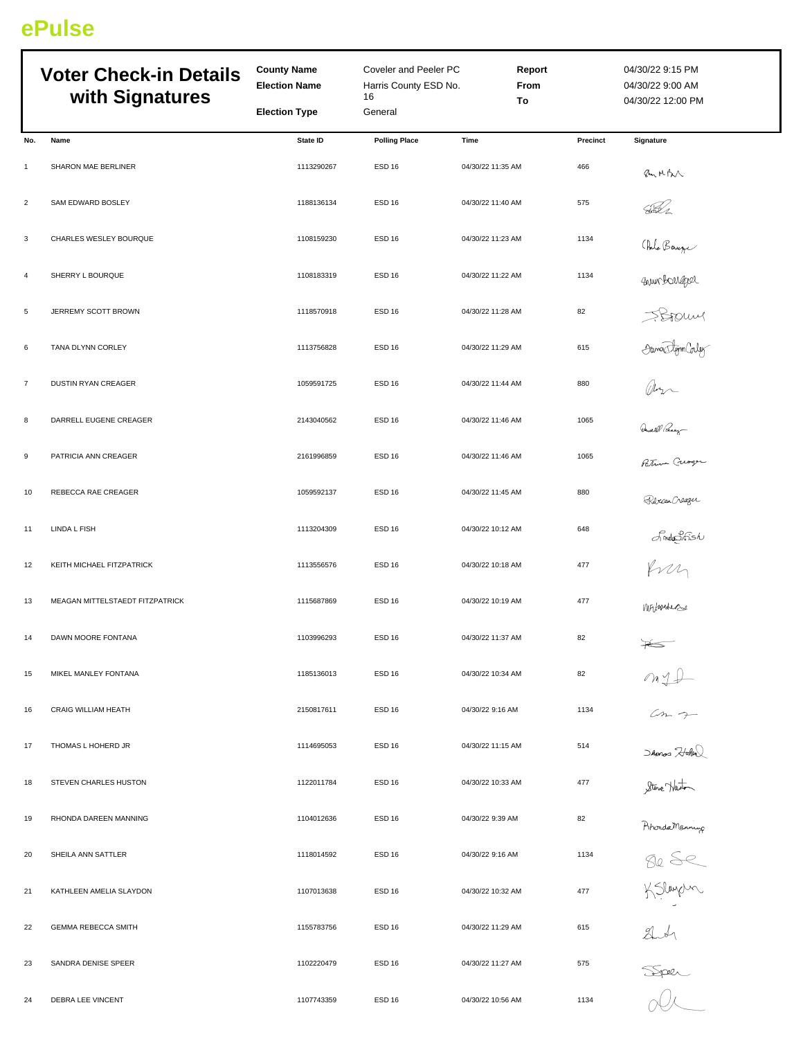# ePulse

## Voter Check-in Details with Signatures

| | | | |
|---|---|---|---|
| **County Name** | Coveler and Peeler PC | **Report** | 04/30/22 9:15 PM |
| **Election Name** | Harris County ESD No. 16 | **From** | 04/30/22 9:00 AM |
| **Election Type** | General | **To** | 04/30/22 12:00 PM |

| No. | Name | State ID | Polling Place | Time | Precinct | Signature |
|---|---|---|---|---|---|---|
| 1 | SHARON MAE BERLINER | 1113290267 | ESD 16 | 04/30/22 11:35 AM | 466 | |
| 2 | SAM EDWARD BOSLEY | 1188136134 | ESD 16 | 04/30/22 11:40 AM | 575 | |
| 3 | CHARLES WESLEY BOURQUE | 1108159230 | ESD 16 | 04/30/22 11:23 AM | 1134 | |
| 4 | SHERRY L BOURQUE | 1108183319 | ESD 16 | 04/30/22 11:22 AM | 1134 | |
| 5 | JERREMY SCOTT BROWN | 1118570918 | ESD 16 | 04/30/22 11:28 AM | 82 | |
| 6 | TANA DLYNN CORLEY | 1113756828 | ESD 16 | 04/30/22 11:29 AM | 615 | |
| 7 | DUSTIN RYAN CREAGER | 1059591725 | ESD 16 | 04/30/22 11:44 AM | 880 | |
| 8 | DARRELL EUGENE CREAGER | 2143040562 | ESD 16 | 04/30/22 11:46 AM | 1065 | |
| 9 | PATRICIA ANN CREAGER | 2161996859 | ESD 16 | 04/30/22 11:46 AM | 1065 | |
| 10 | REBECCA RAE CREAGER | 1059592137 | ESD 16 | 04/30/22 11:45 AM | 880 | |
| 11 | LINDA L FISH | 1113204309 | ESD 16 | 04/30/22 10:12 AM | 648 | |
| 12 | KEITH MICHAEL FITZPATRICK | 1113556576 | ESD 16 | 04/30/22 10:18 AM | 477 | |
| 13 | MEAGAN MITTELSTAEDT FITZPATRICK | 1115687869 | ESD 16 | 04/30/22 10:19 AM | 477 | |
| 14 | DAWN MOORE FONTANA | 1103996293 | ESD 16 | 04/30/22 11:37 AM | 82 | |
| 15 | MIKEL MANLEY FONTANA | 1185136013 | ESD 16 | 04/30/22 10:34 AM | 82 | |
| 16 | CRAIG WILLIAM HEATH | 2150817611 | ESD 16 | 04/30/22 9:16 AM | 1134 | |
| 17 | THOMAS L HOHERD JR | 1114695053 | ESD 16 | 04/30/22 11:15 AM | 514 | |
| 18 | STEVEN CHARLES HUSTON | 1122011784 | ESD 16 | 04/30/22 10:33 AM | 477 | |
| 19 | RHONDA DAREEN MANNING | 1104012636 | ESD 16 | 04/30/22 9:39 AM | 82 | |
| 20 | SHEILA ANN SATTLER | 1118014592 | ESD 16 | 04/30/22 9:16 AM | 1134 | |
| 21 | KATHLEEN AMELIA SLAYDON | 1107013638 | ESD 16 | 04/30/22 10:32 AM | 477 | |
| 22 | GEMMA REBECCA SMITH | 1155783756 | ESD 16 | 04/30/22 11:29 AM | 615 | |
| 23 | SANDRA DENISE SPEER | 1102220479 | ESD 16 | 04/30/22 11:27 AM | 575 | |
| 24 | DEBRA LEE VINCENT | 1107743359 | ESD 16 | 04/30/22 10:56 AM | 1134 | |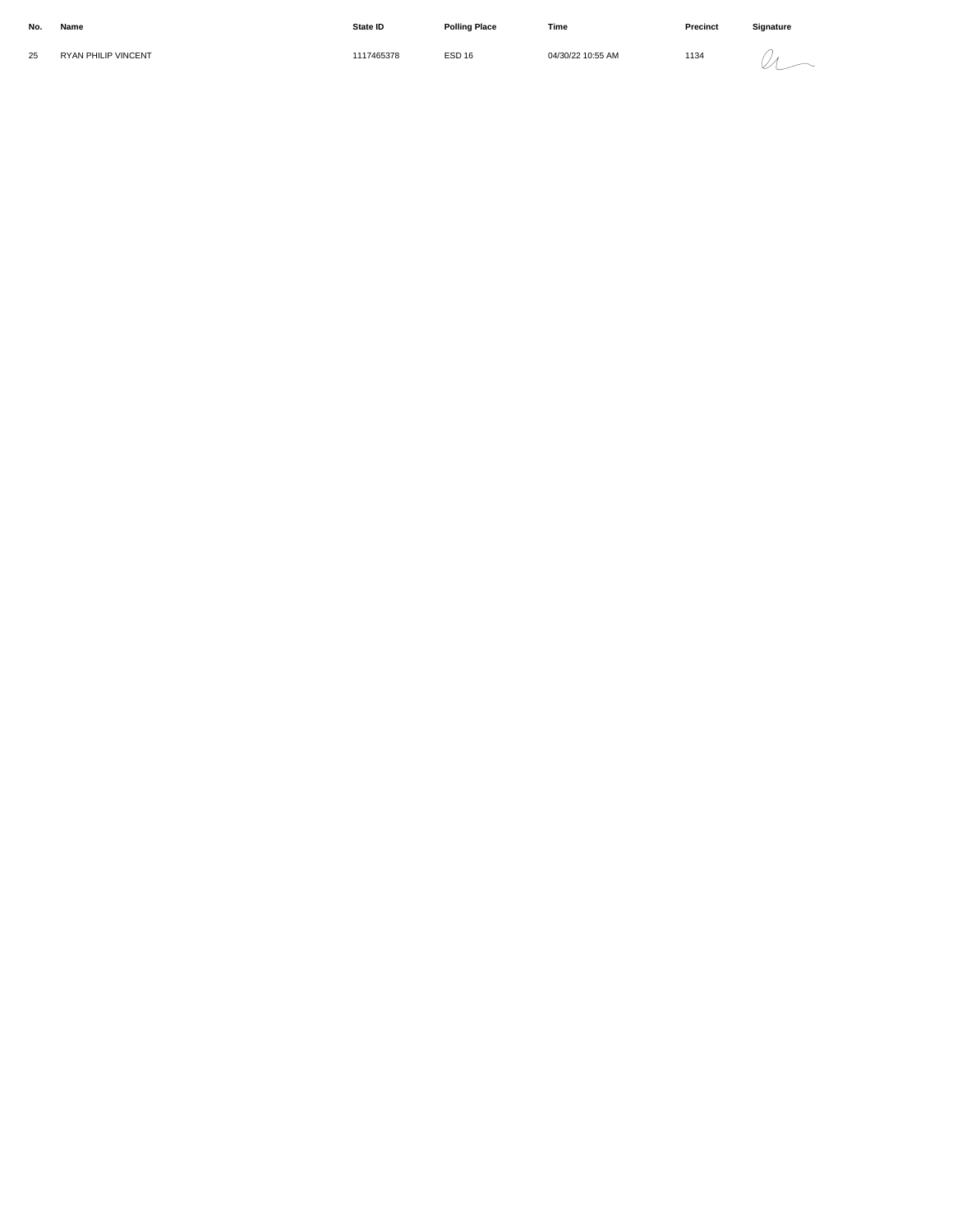| No. | Name | State ID | Polling Place | Time | Precinct | Signature |
|---|---|---|---|---|---|---|
| 25 | RYAN PHILIP VINCENT | 1117465378 | ESD 16 | 04/30/22 10:55 AM | 1134 | |